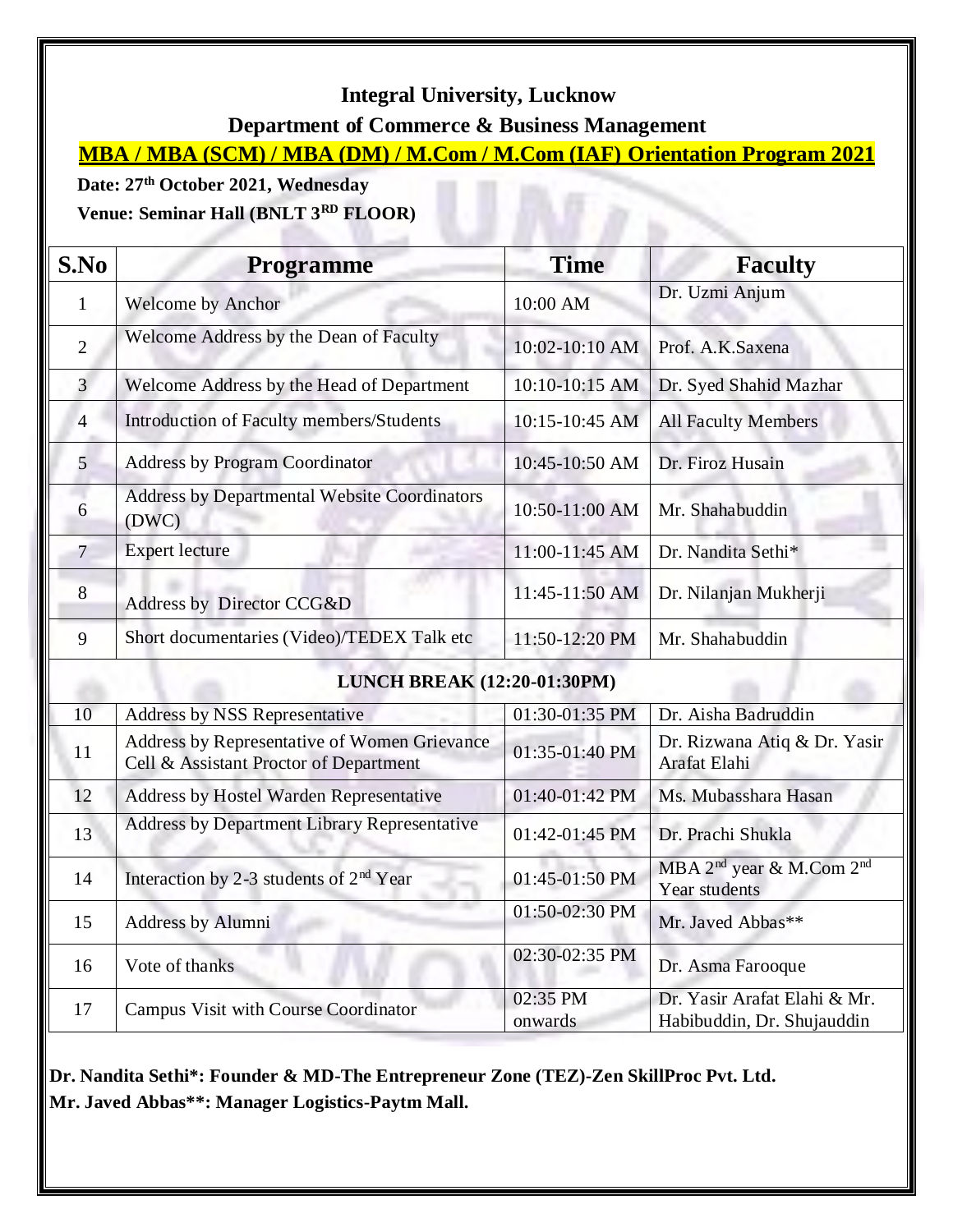# Integral University, Lucknow

## Department of Commerce & Business Management

### MBA / MBA (SCM) / MBA (DM) / M.Com / M.Com (IAF) Orientation Program 2021

**Date: 27th October 2021, Wednesday**

**Venue: Seminar Hall (BNLT 3RD FLOOR)**

| S.No | Programme | Time | Faculty |
|---|---|---|---|
| 1 | Welcome by Anchor | 10:00 AM | Dr. Uzmi Anjum |
| 2 | Welcome Address by the Dean of Faculty | 10:02-10:10 AM | Prof. A.K.Saxena |
| 3 | Welcome Address by the Head of Department | 10:10-10:15 AM | Dr. Syed Shahid Mazhar |
| 4 | Introduction of Faculty members/Students | 10:15-10:45 AM | All Faculty Members |
| 5 | Address by Program Coordinator | 10:45-10:50 AM | Dr. Firoz Husain |
| 6 | Address by Departmental Website Coordinators (DWC) | 10:50-11:00 AM | Mr. Shahabuddin |
| 7 | Expert lecture | 11:00-11:45 AM | Dr. Nandita Sethi* |
| 8 | Address by Director CCG&D | 11:45-11:50 AM | Dr. Nilanjan Mukherji |
| 9 | Short documentaries (Video)/TEDEX Talk etc | 11:50-12:20 PM | Mr. Shahabuddin |
| | **LUNCH BREAK (12:20-01:30PM)** | | |
| 10 | Address by NSS Representative | 01:30-01:35 PM | Dr. Aisha Badruddin |
| 11 | Address by Representative of Women Grievance Cell & Assistant Proctor of Department | 01:35-01:40 PM | Dr. Rizwana Atiq & Dr. Yasir Arafat Elahi |
| 12 | Address by Hostel Warden Representative | 01:40-01:42 PM | Ms. Mubasshara Hasan |
| 13 | Address by Department Library Representative | 01:42-01:45 PM | Dr. Prachi Shukla |
| 14 | Interaction by 2-3 students of 2nd Year | 01:45-01:50 PM | MBA 2nd year & M.Com 2nd Year students |
| 15 | Address by Alumni | 01:50-02:30 PM | Mr. Javed Abbas** |
| 16 | Vote of thanks | 02:30-02:35 PM | Dr. Asma Farooque |
| 17 | Campus Visit with Course Coordinator | 02:35 PM onwards | Dr. Yasir Arafat Elahi & Mr. Habibuddin, Dr. Shujauddin |

**Dr. Nandita Sethi*: Founder & MD-The Entrepreneur Zone (TEZ)-Zen SkillProc Pvt. Ltd.**

**Mr. Javed Abbas**: Manager Logistics-Paytm Mall.**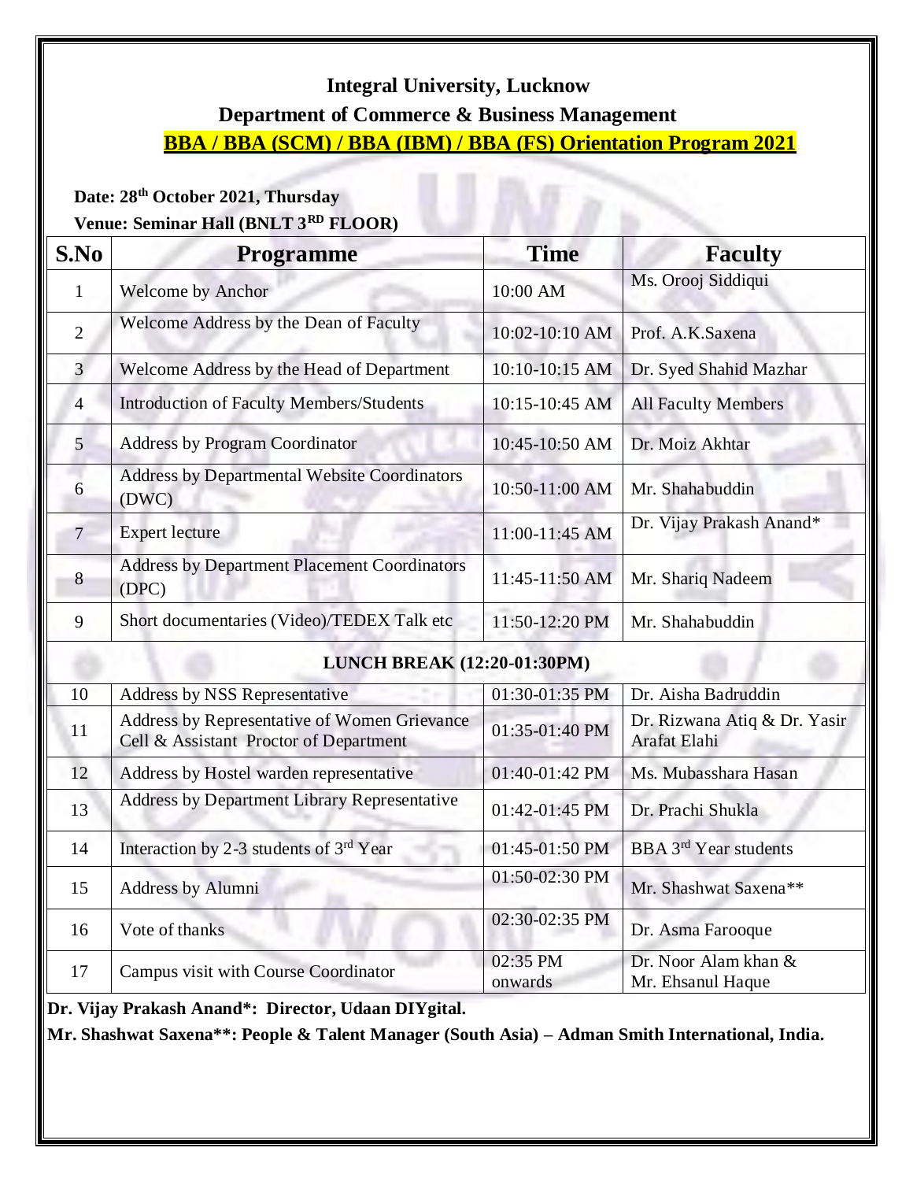# Integral University, Lucknow

## Department of Commerce & Business Management

## BBA / BBA (SCM) / BBA (IBM) / BBA (FS) Orientation Program 2021

**Date: 28th October 2021, Thursday**

**Venue: Seminar Hall (BNLT 3RD FLOOR)**

| S.No | Programme | Time | Faculty |
|---|---|---|---|
| 1 | Welcome by Anchor | 10:00 AM | Ms. Orooj Siddiqui |
| 2 | Welcome Address by the Dean of Faculty | 10:02-10:10 AM | Prof. A.K.Saxena |
| 3 | Welcome Address by the Head of Department | 10:10-10:15 AM | Dr. Syed Shahid Mazhar |
| 4 | Introduction of Faculty Members/Students | 10:15-10:45 AM | All Faculty Members |
| 5 | Address by Program Coordinator | 10:45-10:50 AM | Dr. Moiz Akhtar |
| 6 | Address by Departmental Website Coordinators (DWC) | 10:50-11:00 AM | Mr. Shahabuddin |
| 7 | Expert lecture | 11:00-11:45 AM | Dr. Vijay Prakash Anand* |
| 8 | Address by Department Placement Coordinators (DPC) | 11:45-11:50 AM | Mr. Shariq Nadeem |
| 9 | Short documentaries (Video)/TEDEX Talk etc | 11:50-12:20 PM | Mr. Shahabuddin |
| | **LUNCH BREAK (12:20-01:30PM)** | | |
| 10 | Address by NSS Representative | 01:30-01:35 PM | Dr. Aisha Badruddin |
| 11 | Address by Representative of Women Grievance Cell & Assistant Proctor of Department | 01:35-01:40 PM | Dr. Rizwana Atiq & Dr. Yasir Arafat Elahi |
| 12 | Address by Hostel warden representative | 01:40-01:42 PM | Ms. Mubasshara Hasan |
| 13 | Address by Department Library Representative | 01:42-01:45 PM | Dr. Prachi Shukla |
| 14 | Interaction by 2-3 students of 3rd Year | 01:45-01:50 PM | BBA 3rd Year students |
| 15 | Address by Alumni | 01:50-02:30 PM | Mr. Shashwat Saxena** |
| 16 | Vote of thanks | 02:30-02:35 PM | Dr. Asma Farooque |
| 17 | Campus visit with Course Coordinator | 02:35 PM onwards | Dr. Noor Alam khan & Mr. Ehsanul Haque |

**Dr. Vijay Prakash Anand*: Director, Udaan DIYgital.**

**Mr. Shashwat Saxena**: People & Talent Manager (South Asia) – Adman Smith International, India.**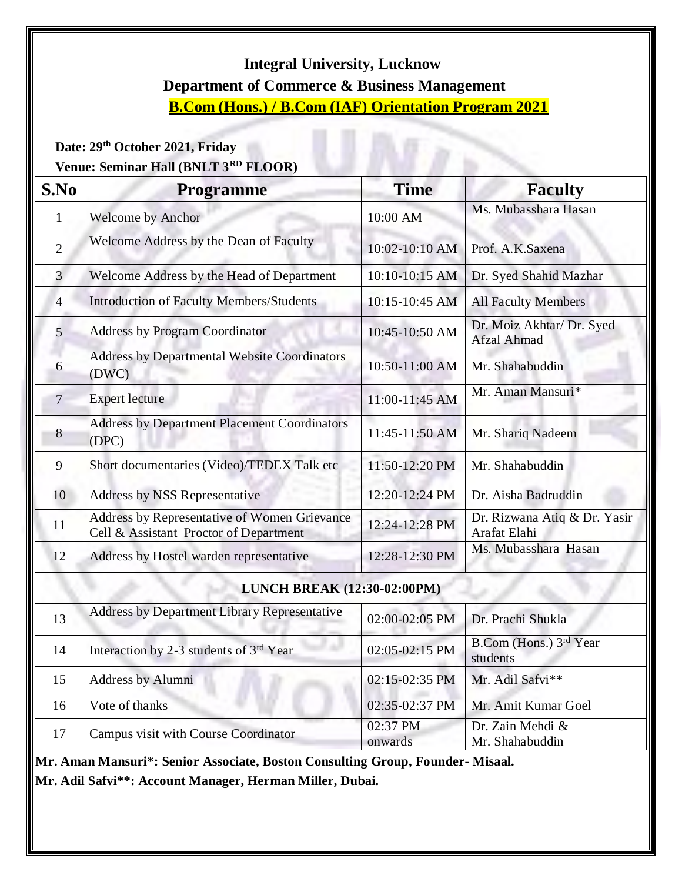# Integral University, Lucknow

## Department of Commerce & Business Management

## B.Com (Hons.) / B.Com (IAF) Orientation Program 2021

**Date: 29th October 2021, Friday**

**Venue: Seminar Hall (BNLT 3RD FLOOR)**

| S.No | Programme | Time | Faculty |
|---|---|---|---|
| 1 | Welcome by Anchor | 10:00 AM | Ms. Mubasshara Hasan |
| 2 | Welcome Address by the Dean of Faculty | 10:02-10:10 AM | Prof. A.K.Saxena |
| 3 | Welcome Address by the Head of Department | 10:10-10:15 AM | Dr. Syed Shahid Mazhar |
| 4 | Introduction of Faculty Members/Students | 10:15-10:45 AM | All Faculty Members |
| 5 | Address by Program Coordinator | 10:45-10:50 AM | Dr. Moiz Akhtar/ Dr. Syed Afzal Ahmad |
| 6 | Address by Departmental Website Coordinators (DWC) | 10:50-11:00 AM | Mr. Shahabuddin |
| 7 | Expert lecture | 11:00-11:45 AM | Mr. Aman Mansuri* |
| 8 | Address by Department Placement Coordinators (DPC) | 11:45-11:50 AM | Mr. Shariq Nadeem |
| 9 | Short documentaries (Video)/TEDEX Talk etc | 11:50-12:20 PM | Mr. Shahabuddin |
| 10 | Address by NSS Representative | 12:20-12:24 PM | Dr. Aisha Badruddin |
| 11 | Address by Representative of Women Grievance Cell & Assistant Proctor of Department | 12:24-12:28 PM | Dr. Rizwana Atiq & Dr. Yasir Arafat Elahi |
| 12 | Address by Hostel warden representative | 12:28-12:30 PM | Ms. Mubasshara Hasan |
| | **LUNCH BREAK (12:30-02:00PM)** | | |
| 13 | Address by Department Library Representative | 02:00-02:05 PM | Dr. Prachi Shukla |
| 14 | Interaction by 2-3 students of 3rd Year | 02:05-02:15 PM | B.Com (Hons.) 3rd Year students |
| 15 | Address by Alumni | 02:15-02:35 PM | Mr. Adil Safvi** |
| 16 | Vote of thanks | 02:35-02:37 PM | Mr. Amit Kumar Goel |
| 17 | Campus visit with Course Coordinator | 02:37 PM onwards | Dr. Zain Mehdi & Mr. Shahabuddin |

**Mr. Aman Mansuri*: Senior Associate, Boston Consulting Group, Founder- Misaal.**

**Mr. Adil Safvi**: Account Manager, Herman Miller, Dubai.**